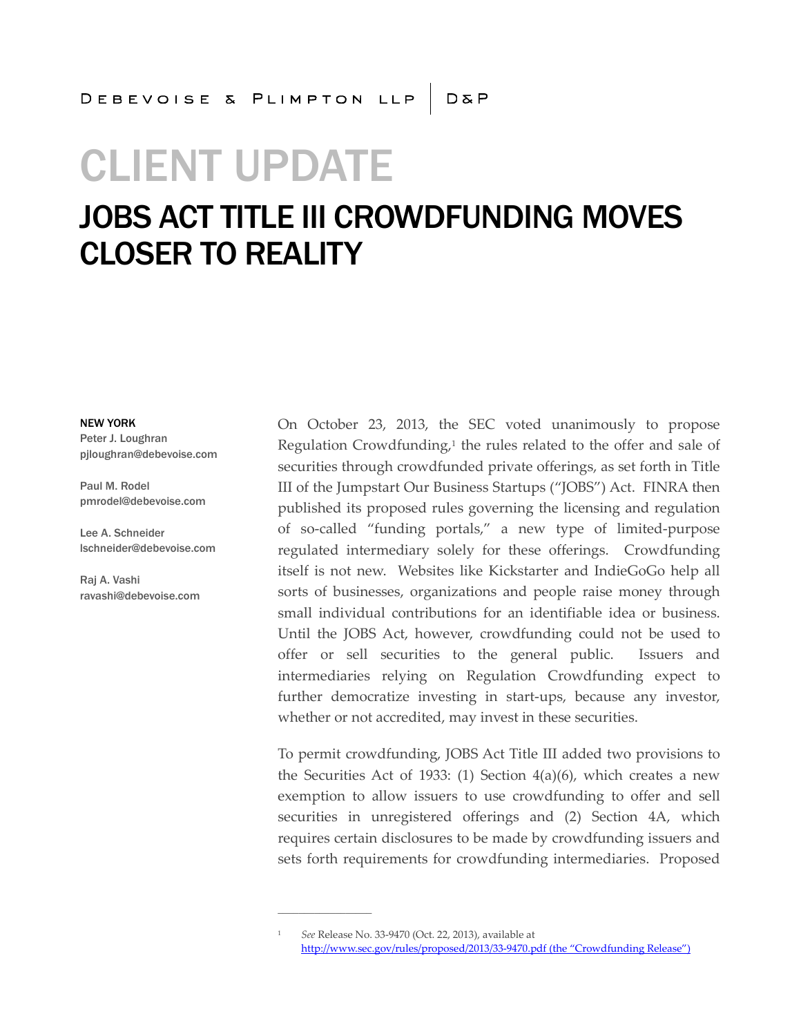DEBEVOISE & PLIMPTON LLP | D&P

# CLIENT UPDATE

## JOBS ACT TITLE III CROWDFUNDING MOVES CLOSER TO REALITY

**NEW YORK**

Peter J. Loughran
pjloughran@debevoise.com

Paul M. Rodel
pmrodel@debevoise.com

Lee A. Schneider
lschneider@debevoise.com

Raj A. Vashi
ravashi@debevoise.com

On October 23, 2013, the SEC voted unanimously to propose Regulation Crowdfunding,[1] the rules related to the offer and sale of securities through crowdfunded private offerings, as set forth in Title III of the Jumpstart Our Business Startups ("JOBS") Act. FINRA then published its proposed rules governing the licensing and regulation of so-called "funding portals," a new type of limited-purpose regulated intermediary solely for these offerings. Crowdfunding itself is not new. Websites like Kickstarter and IndieGoGo help all sorts of businesses, organizations and people raise money through small individual contributions for an identifiable idea or business. Until the JOBS Act, however, crowdfunding could not be used to offer or sell securities to the general public. Issuers and intermediaries relying on Regulation Crowdfunding expect to further democratize investing in start-ups, because any investor, whether or not accredited, may invest in these securities.

To permit crowdfunding, JOBS Act Title III added two provisions to the Securities Act of 1933: (1) Section 4(a)(6), which creates a new exemption to allow issuers to use crowdfunding to offer and sell securities in unregistered offerings and (2) Section 4A, which requires certain disclosures to be made by crowdfunding issuers and sets forth requirements for crowdfunding intermediaries. Proposed

---

[1] *See* Release No. 33-9470 (Oct. 22, 2013), available at http://www.sec.gov/rules/proposed/2013/33-9470.pdf (the "Crowdfunding Release")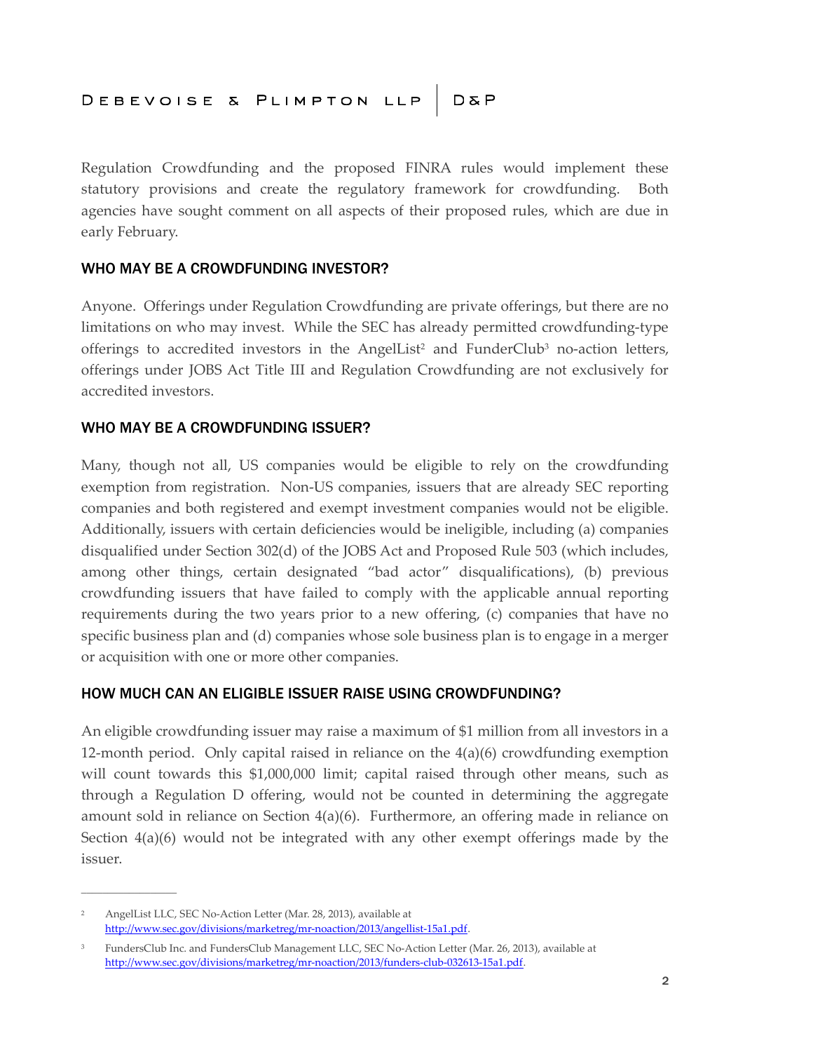Regulation Crowdfunding and the proposed FINRA rules would implement these statutory provisions and create the regulatory framework for crowdfunding. Both agencies have sought comment on all aspects of their proposed rules, which are due in early February.

## WHO MAY BE A CROWDFUNDING INVESTOR?

Anyone. Offerings under Regulation Crowdfunding are private offerings, but there are no limitations on who may invest. While the SEC has already permitted crowdfunding-type offerings to accredited investors in the AngelList[2] and FunderClub[3] no-action letters, offerings under JOBS Act Title III and Regulation Crowdfunding are not exclusively for accredited investors.

## WHO MAY BE A CROWDFUNDING ISSUER?

Many, though not all, US companies would be eligible to rely on the crowdfunding exemption from registration. Non-US companies, issuers that are already SEC reporting companies and both registered and exempt investment companies would not be eligible. Additionally, issuers with certain deficiencies would be ineligible, including (a) companies disqualified under Section 302(d) of the JOBS Act and Proposed Rule 503 (which includes, among other things, certain designated "bad actor" disqualifications), (b) previous crowdfunding issuers that have failed to comply with the applicable annual reporting requirements during the two years prior to a new offering, (c) companies that have no specific business plan and (d) companies whose sole business plan is to engage in a merger or acquisition with one or more other companies.

## HOW MUCH CAN AN ELIGIBLE ISSUER RAISE USING CROWDFUNDING?

An eligible crowdfunding issuer may raise a maximum of $1 million from all investors in a 12-month period. Only capital raised in reliance on the 4(a)(6) crowdfunding exemption will count towards this $1,000,000 limit; capital raised through other means, such as through a Regulation D offering, would not be counted in determining the aggregate amount sold in reliance on Section 4(a)(6). Furthermore, an offering made in reliance on Section 4(a)(6) would not be integrated with any other exempt offerings made by the issuer.

---

[2] AngelList LLC, SEC No-Action Letter (Mar. 28, 2013), available at http://www.sec.gov/divisions/marketreg/mr-noaction/2013/angellist-15a1.pdf.

[3] FundersClub Inc. and FundersClub Management LLC, SEC No-Action Letter (Mar. 26, 2013), available at http://www.sec.gov/divisions/marketreg/mr-noaction/2013/funders-club-032613-15a1.pdf.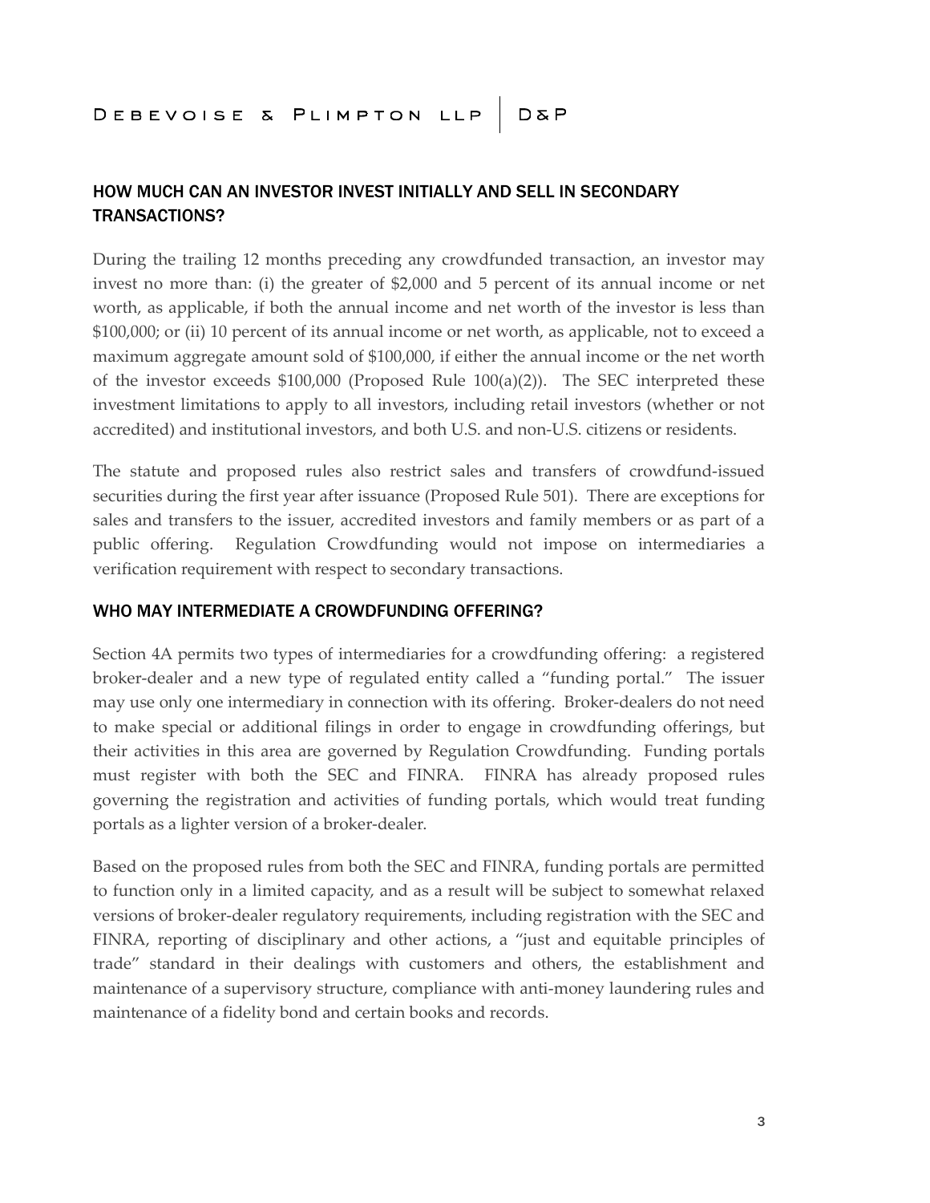## HOW MUCH CAN AN INVESTOR INVEST INITIALLY AND SELL IN SECONDARY TRANSACTIONS?

During the trailing 12 months preceding any crowdfunded transaction, an investor may invest no more than: (i) the greater of $2,000 and 5 percent of its annual income or net worth, as applicable, if both the annual income and net worth of the investor is less than $100,000; or (ii) 10 percent of its annual income or net worth, as applicable, not to exceed a maximum aggregate amount sold of $100,000, if either the annual income or the net worth of the investor exceeds $100,000 (Proposed Rule 100(a)(2)). The SEC interpreted these investment limitations to apply to all investors, including retail investors (whether or not accredited) and institutional investors, and both U.S. and non-U.S. citizens or residents.

The statute and proposed rules also restrict sales and transfers of crowdfund-issued securities during the first year after issuance (Proposed Rule 501). There are exceptions for sales and transfers to the issuer, accredited investors and family members or as part of a public offering. Regulation Crowdfunding would not impose on intermediaries a verification requirement with respect to secondary transactions.

## WHO MAY INTERMEDIATE A CROWDFUNDING OFFERING?

Section 4A permits two types of intermediaries for a crowdfunding offering: a registered broker-dealer and a new type of regulated entity called a "funding portal." The issuer may use only one intermediary in connection with its offering. Broker-dealers do not need to make special or additional filings in order to engage in crowdfunding offerings, but their activities in this area are governed by Regulation Crowdfunding. Funding portals must register with both the SEC and FINRA. FINRA has already proposed rules governing the registration and activities of funding portals, which would treat funding portals as a lighter version of a broker-dealer.

Based on the proposed rules from both the SEC and FINRA, funding portals are permitted to function only in a limited capacity, and as a result will be subject to somewhat relaxed versions of broker-dealer regulatory requirements, including registration with the SEC and FINRA, reporting of disciplinary and other actions, a "just and equitable principles of trade" standard in their dealings with customers and others, the establishment and maintenance of a supervisory structure, compliance with anti-money laundering rules and maintenance of a fidelity bond and certain books and records.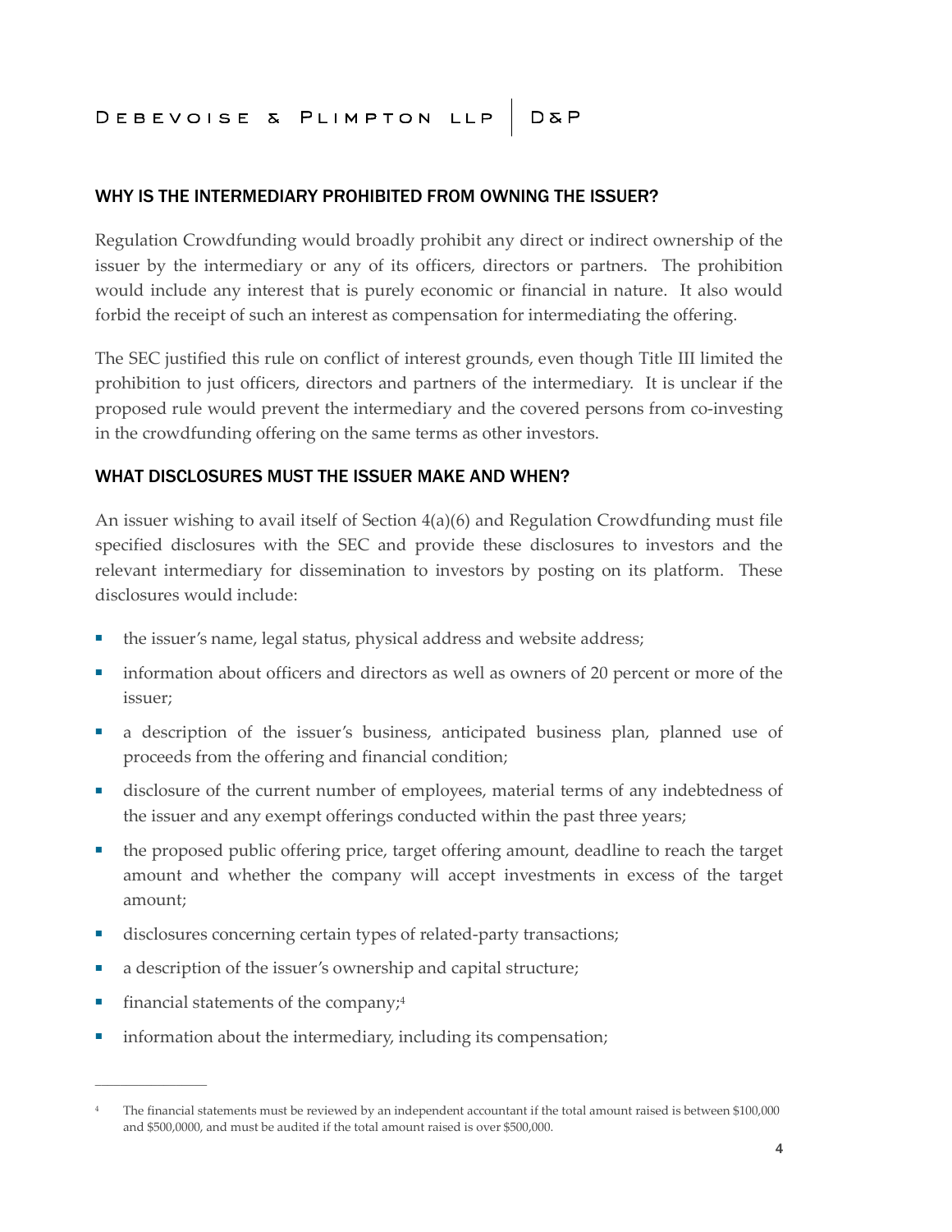## WHY IS THE INTERMEDIARY PROHIBITED FROM OWNING THE ISSUER?

Regulation Crowdfunding would broadly prohibit any direct or indirect ownership of the issuer by the intermediary or any of its officers, directors or partners. The prohibition would include any interest that is purely economic or financial in nature. It also would forbid the receipt of such an interest as compensation for intermediating the offering.

The SEC justified this rule on conflict of interest grounds, even though Title III limited the prohibition to just officers, directors and partners of the intermediary. It is unclear if the proposed rule would prevent the intermediary and the covered persons from co-investing in the crowdfunding offering on the same terms as other investors.

## WHAT DISCLOSURES MUST THE ISSUER MAKE AND WHEN?

An issuer wishing to avail itself of Section 4(a)(6) and Regulation Crowdfunding must file specified disclosures with the SEC and provide these disclosures to investors and the relevant intermediary for dissemination to investors by posting on its platform. These disclosures would include:

- the issuer's name, legal status, physical address and website address;
- information about officers and directors as well as owners of 20 percent or more of the issuer;
- a description of the issuer's business, anticipated business plan, planned use of proceeds from the offering and financial condition;
- disclosure of the current number of employees, material terms of any indebtedness of the issuer and any exempt offerings conducted within the past three years;
- the proposed public offering price, target offering amount, deadline to reach the target amount and whether the company will accept investments in excess of the target amount;
- disclosures concerning certain types of related-party transactions;
- a description of the issuer's ownership and capital structure;
- financial statements of the company;[4]
- information about the intermediary, including its compensation;

[4] The financial statements must be reviewed by an independent accountant if the total amount raised is between $100,000 and $500,0000, and must be audited if the total amount raised is over $500,000.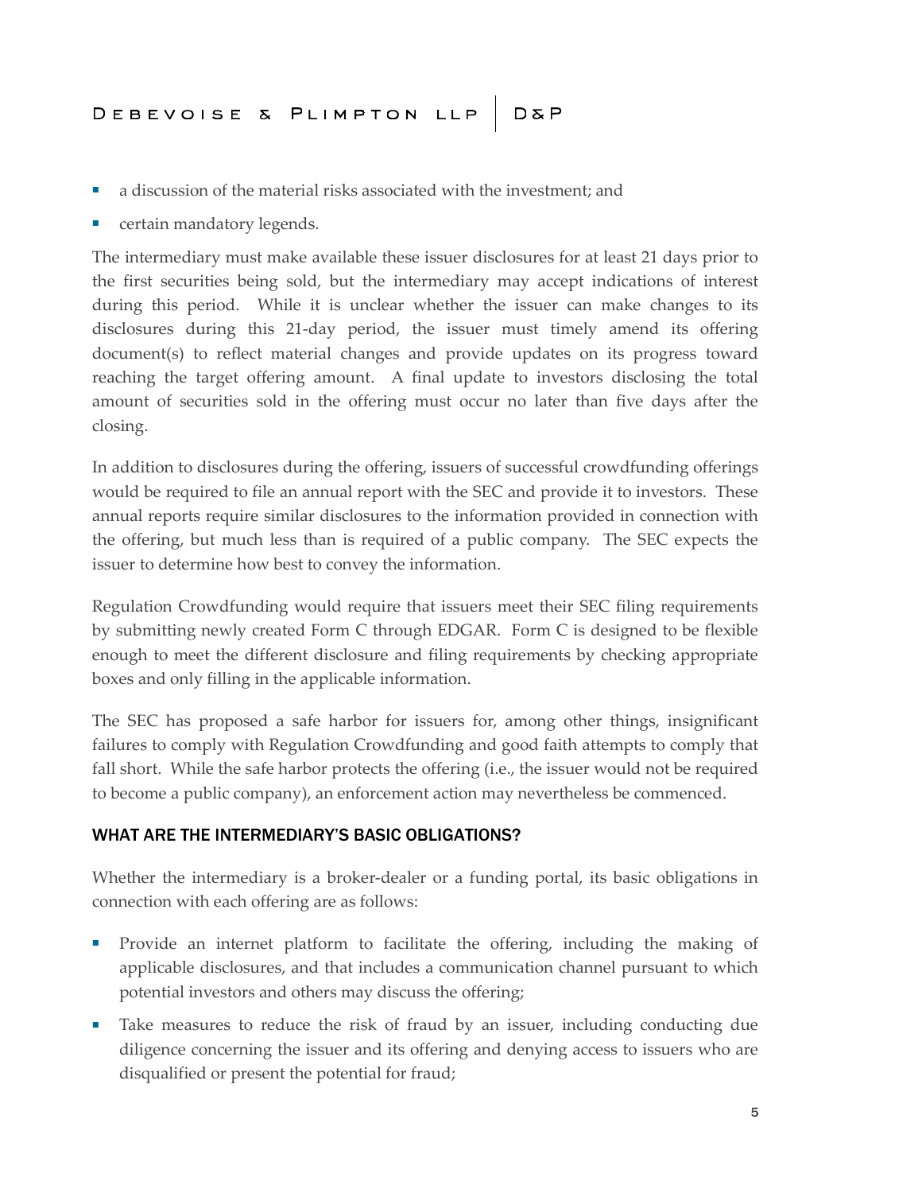- a discussion of the material risks associated with the investment; and
- certain mandatory legends.

The intermediary must make available these issuer disclosures for at least 21 days prior to the first securities being sold, but the intermediary may accept indications of interest during this period. While it is unclear whether the issuer can make changes to its disclosures during this 21-day period, the issuer must timely amend its offering document(s) to reflect material changes and provide updates on its progress toward reaching the target offering amount. A final update to investors disclosing the total amount of securities sold in the offering must occur no later than five days after the closing.

In addition to disclosures during the offering, issuers of successful crowdfunding offerings would be required to file an annual report with the SEC and provide it to investors. These annual reports require similar disclosures to the information provided in connection with the offering, but much less than is required of a public company. The SEC expects the issuer to determine how best to convey the information.

Regulation Crowdfunding would require that issuers meet their SEC filing requirements by submitting newly created Form C through EDGAR. Form C is designed to be flexible enough to meet the different disclosure and filing requirements by checking appropriate boxes and only filling in the applicable information.

The SEC has proposed a safe harbor for issuers for, among other things, insignificant failures to comply with Regulation Crowdfunding and good faith attempts to comply that fall short. While the safe harbor protects the offering (i.e., the issuer would not be required to become a public company), an enforcement action may nevertheless be commenced.

## WHAT ARE THE INTERMEDIARY'S BASIC OBLIGATIONS?

Whether the intermediary is a broker-dealer or a funding portal, its basic obligations in connection with each offering are as follows:

- Provide an internet platform to facilitate the offering, including the making of applicable disclosures, and that includes a communication channel pursuant to which potential investors and others may discuss the offering;
- Take measures to reduce the risk of fraud by an issuer, including conducting due diligence concerning the issuer and its offering and denying access to issuers who are disqualified or present the potential for fraud;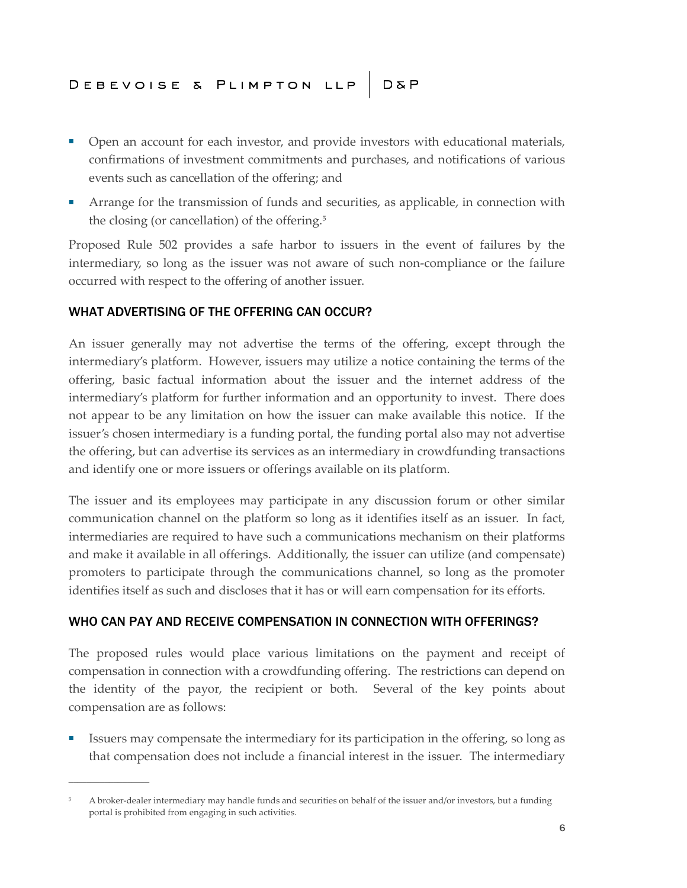- Open an account for each investor, and provide investors with educational materials, confirmations of investment commitments and purchases, and notifications of various events such as cancellation of the offering; and
- Arrange for the transmission of funds and securities, as applicable, in connection with the closing (or cancellation) of the offering.[5]

Proposed Rule 502 provides a safe harbor to issuers in the event of failures by the intermediary, so long as the issuer was not aware of such non-compliance or the failure occurred with respect to the offering of another issuer.

## WHAT ADVERTISING OF THE OFFERING CAN OCCUR?

An issuer generally may not advertise the terms of the offering, except through the intermediary's platform. However, issuers may utilize a notice containing the terms of the offering, basic factual information about the issuer and the internet address of the intermediary's platform for further information and an opportunity to invest. There does not appear to be any limitation on how the issuer can make available this notice. If the issuer's chosen intermediary is a funding portal, the funding portal also may not advertise the offering, but can advertise its services as an intermediary in crowdfunding transactions and identify one or more issuers or offerings available on its platform.

The issuer and its employees may participate in any discussion forum or other similar communication channel on the platform so long as it identifies itself as an issuer. In fact, intermediaries are required to have such a communications mechanism on their platforms and make it available in all offerings. Additionally, the issuer can utilize (and compensate) promoters to participate through the communications channel, so long as the promoter identifies itself as such and discloses that it has or will earn compensation for its efforts.

## WHO CAN PAY AND RECEIVE COMPENSATION IN CONNECTION WITH OFFERINGS?

The proposed rules would place various limitations on the payment and receipt of compensation in connection with a crowdfunding offering. The restrictions can depend on the identity of the payor, the recipient or both. Several of the key points about compensation are as follows:

- Issuers may compensate the intermediary for its participation in the offering, so long as that compensation does not include a financial interest in the issuer. The intermediary

---

[5] A broker-dealer intermediary may handle funds and securities on behalf of the issuer and/or investors, but a funding portal is prohibited from engaging in such activities.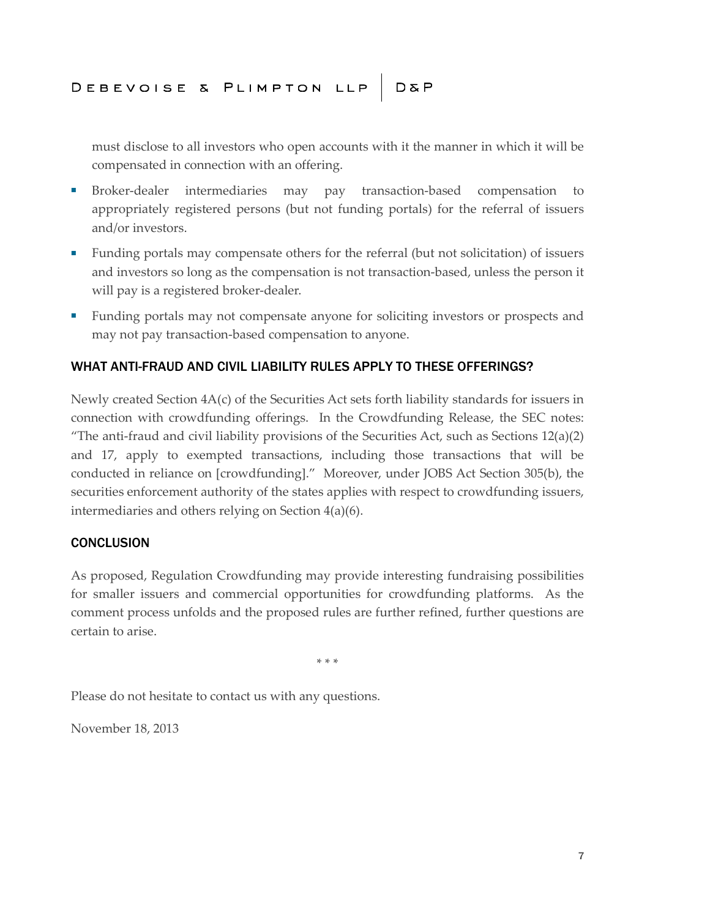must disclose to all investors who open accounts with it the manner in which it will be compensated in connection with an offering.

- Broker-dealer intermediaries may pay transaction-based compensation to appropriately registered persons (but not funding portals) for the referral of issuers and/or investors.
- Funding portals may compensate others for the referral (but not solicitation) of issuers and investors so long as the compensation is not transaction-based, unless the person it will pay is a registered broker-dealer.
- Funding portals may not compensate anyone for soliciting investors or prospects and may not pay transaction-based compensation to anyone.

## WHAT ANTI-FRAUD AND CIVIL LIABILITY RULES APPLY TO THESE OFFERINGS?

Newly created Section 4A(c) of the Securities Act sets forth liability standards for issuers in connection with crowdfunding offerings. In the Crowdfunding Release, the SEC notes: "The anti-fraud and civil liability provisions of the Securities Act, such as Sections 12(a)(2) and 17, apply to exempted transactions, including those transactions that will be conducted in reliance on [crowdfunding]." Moreover, under JOBS Act Section 305(b), the securities enforcement authority of the states applies with respect to crowdfunding issuers, intermediaries and others relying on Section 4(a)(6).

## CONCLUSION

As proposed, Regulation Crowdfunding may provide interesting fundraising possibilities for smaller issuers and commercial opportunities for crowdfunding platforms. As the comment process unfolds and the proposed rules are further refined, further questions are certain to arise.

\* \* \*

Please do not hesitate to contact us with any questions.

November 18, 2013